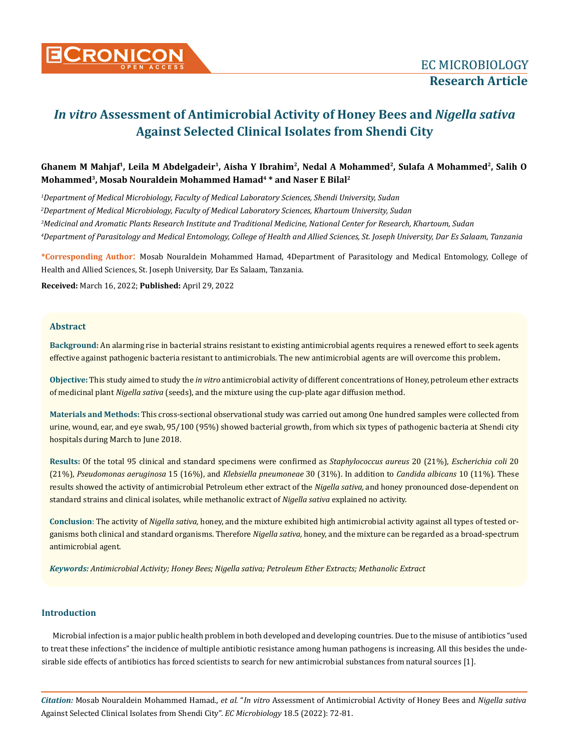# *In vitro* Assessment of Antimicrobial Activity of Honey Bees and *Nigella sativa* Against Selected Clinical Isolates from Shendi City

**Ghanem M Mahjaf[1], Leila M Abdelgadeir[1], Aisha Y Ibrahim[2], Nedal A Mohammed[2], Sulafa A Mohammed[2], Salih O Mohammed[3], Mosab Nouraldein Mohammed Hamad[4] \* and Naser E Bilal[2]**

*[1]Department of Medical Microbiology, Faculty of Medical Laboratory Sciences, Shendi University, Sudan*

*[2]Department of Medical Microbiology, Faculty of Medical Laboratory Sciences, Khartoum University, Sudan*

*[3]Medicinal and Aromatic Plants Research Institute and Traditional Medicine, National Center for Research, Khartoum, Sudan*

*[4]Department of Parasitology and Medical Entomology, College of Health and Allied Sciences, St. Joseph University, Dar Es Salaam, Tanzania*

**\*Corresponding Author:** Mosab Nouraldein Mohammed Hamad, 4Department of Parasitology and Medical Entomology, College of Health and Allied Sciences, St. Joseph University, Dar Es Salaam, Tanzania.

**Received:** March 16, 2022; **Published:** April 29, 2022

## Abstract

**Background:** An alarming rise in bacterial strains resistant to existing antimicrobial agents requires a renewed effort to seek agents effective against pathogenic bacteria resistant to antimicrobials. The new antimicrobial agents are will overcome this problem**.**

**Objective:** This study aimed to study the *in vitro* antimicrobial activity of different concentrations of Honey, petroleum ether extracts of medicinal plant *Nigella sativa* (seeds), and the mixture using the cup-plate agar diffusion method.

**Materials and Methods:** This cross-sectional observational study was carried out among One hundred samples were collected from urine, wound, ear, and eye swab, 95/100 (95%) showed bacterial growth, from which six types of pathogenic bacteria at Shendi city hospitals during March to June 2018.

**Results:** Of the total 95 clinical and standard specimens were confirmed as *Staphylococcus aureus* 20 (21%), *Escherichia coli* 20 (21%), *Pseudomonas aeruginosa* 15 (16%), and *Klebsiella pneumoneae* 30 (31%). In addition to *Candida albicans* 10 (11%). These results showed the activity of antimicrobial Petroleum ether extract of the *Nigella sativa,* and honey pronounced dose-dependent on standard strains and clinical isolates, while methanolic extract of *Nigella sativa* explained no activity.

**Conclusion**: The activity of *Nigella sativa,* honey, and the mixture exhibited high antimicrobial activity against all types of tested organisms both clinical and standard organisms. Therefore *Nigella sativa,* honey, and the mixture can be regarded as a broad-spectrum antimicrobial agent.

***Keywords:*** *Antimicrobial Activity; Honey Bees; Nigella sativa; Petroleum Ether Extracts; Methanolic Extract*

## Introduction

Microbial infection is a major public health problem in both developed and developing countries. Due to the misuse of antibiotics "used to treat these infections" the incidence of multiple antibiotic resistance among human pathogens is increasing. All this besides the undesirable side effects of antibiotics has forced scientists to search for new antimicrobial substances from natural sources [1].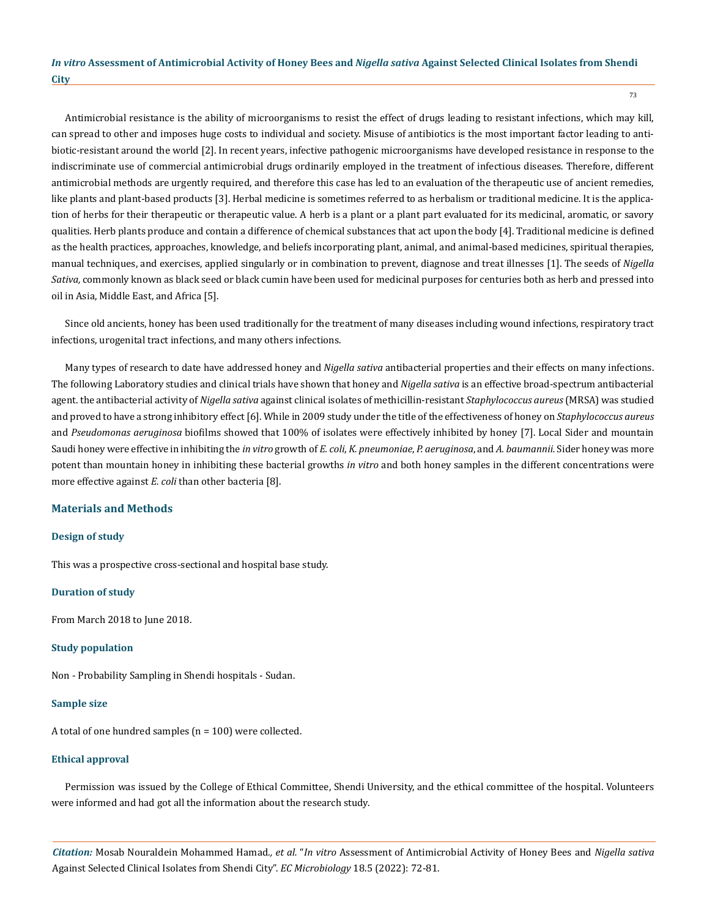Antimicrobial resistance is the ability of microorganisms to resist the effect of drugs leading to resistant infections, which may kill, can spread to other and imposes huge costs to individual and society. Misuse of antibiotics is the most important factor leading to antibiotic-resistant around the world [2]. In recent years, infective pathogenic microorganisms have developed resistance in response to the indiscriminate use of commercial antimicrobial drugs ordinarily employed in the treatment of infectious diseases. Therefore, different antimicrobial methods are urgently required, and therefore this case has led to an evaluation of the therapeutic use of ancient remedies, like plants and plant-based products [3]. Herbal medicine is sometimes referred to as herbalism or traditional medicine. It is the application of herbs for their therapeutic or therapeutic value. A herb is a plant or a plant part evaluated for its medicinal, aromatic, or savory qualities. Herb plants produce and contain a difference of chemical substances that act upon the body [4]. Traditional medicine is defined as the health practices, approaches, knowledge, and beliefs incorporating plant, animal, and animal-based medicines, spiritual therapies, manual techniques, and exercises, applied singularly or in combination to prevent, diagnose and treat illnesses [1]. The seeds of *Nigella Sativa,* commonly known as black seed or black cumin have been used for medicinal purposes for centuries both as herb and pressed into oil in Asia, Middle East, and Africa [5].

Since old ancients, honey has been used traditionally for the treatment of many diseases including wound infections, respiratory tract infections, urogenital tract infections, and many others infections.

Many types of research to date have addressed honey and *Nigella sativa* antibacterial properties and their effects on many infections. The following Laboratory studies and clinical trials have shown that honey and *Nigella sativa* is an effective broad-spectrum antibacterial agent. the antibacterial activity of *Nigella sativa* against clinical isolates of methicillin-resistant *Staphylococcus aureus* (MRSA) was studied and proved to have a strong inhibitory effect [6]. While in 2009 study under the title of the effectiveness of honey on *Staphylococcus aureus* and *Pseudomonas aeruginosa* biofilms showed that 100% of isolates were effectively inhibited by honey [7]. Local Sider and mountain Saudi honey were effective in inhibiting the *in vitro* growth of *E. coli*, *K. pneumoniae*, *P. aeruginosa*, and *A. baumannii.* Sider honey was more potent than mountain honey in inhibiting these bacterial growths *in vitro* and both honey samples in the different concentrations were more effective against *E. coli* than other bacteria [8].

## Materials and Methods

### Design of study

This was a prospective cross-sectional and hospital base study.

### Duration of study

From March 2018 to June 2018.

### Study population

Non - Probability Sampling in Shendi hospitals - Sudan.

### Sample size

A total of one hundred samples (n = 100) were collected.

### Ethical approval

Permission was issued by the College of Ethical Committee, Shendi University, and the ethical committee of the hospital. Volunteers were informed and had got all the information about the research study.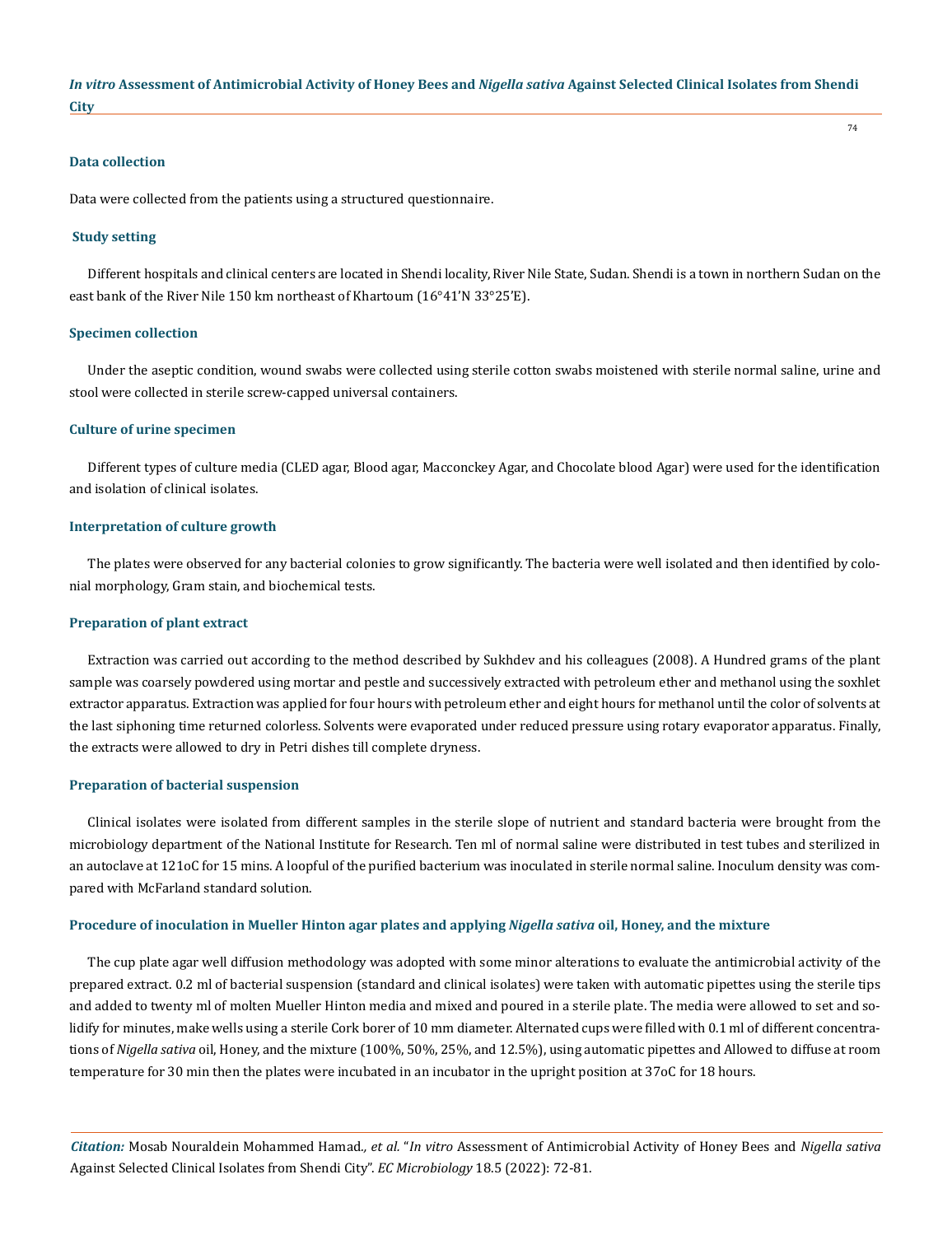### Data collection

Data were collected from the patients using a structured questionnaire.

### Study setting

Different hospitals and clinical centers are located in Shendi locality, River Nile State, Sudan. Shendi is a town in northern Sudan on the east bank of the River Nile 150 km northeast of Khartoum (16°41'N 33°25'E).

### Specimen collection

Under the aseptic condition, wound swabs were collected using sterile cotton swabs moistened with sterile normal saline, urine and stool were collected in sterile screw-capped universal containers.

### Culture of urine specimen

Different types of culture media (CLED agar, Blood agar, Macconckey Agar, and Chocolate blood Agar) were used for the identification and isolation of clinical isolates.

### Interpretation of culture growth

The plates were observed for any bacterial colonies to grow significantly. The bacteria were well isolated and then identified by colonial morphology, Gram stain, and biochemical tests.

### Preparation of plant extract

Extraction was carried out according to the method described by Sukhdev and his colleagues (2008). A Hundred grams of the plant sample was coarsely powdered using mortar and pestle and successively extracted with petroleum ether and methanol using the soxhlet extractor apparatus. Extraction was applied for four hours with petroleum ether and eight hours for methanol until the color of solvents at the last siphoning time returned colorless. Solvents were evaporated under reduced pressure using rotary evaporator apparatus. Finally, the extracts were allowed to dry in Petri dishes till complete dryness.

### Preparation of bacterial suspension

Clinical isolates were isolated from different samples in the sterile slope of nutrient and standard bacteria were brought from the microbiology department of the National Institute for Research. Ten ml of normal saline were distributed in test tubes and sterilized in an autoclave at 121oC for 15 mins. A loopful of the purified bacterium was inoculated in sterile normal saline. Inoculum density was compared with McFarland standard solution.

### Procedure of inoculation in Mueller Hinton agar plates and applying *Nigella sativa* oil, Honey, and the mixture

The cup plate agar well diffusion methodology was adopted with some minor alterations to evaluate the antimicrobial activity of the prepared extract. 0.2 ml of bacterial suspension (standard and clinical isolates) were taken with automatic pipettes using the sterile tips and added to twenty ml of molten Mueller Hinton media and mixed and poured in a sterile plate. The media were allowed to set and solidify for minutes, make wells using a sterile Cork borer of 10 mm diameter. Alternated cups were filled with 0.1 ml of different concentrations of *Nigella sativa* oil, Honey, and the mixture (100%, 50%, 25%, and 12.5%), using automatic pipettes and Allowed to diffuse at room temperature for 30 min then the plates were incubated in an incubator in the upright position at 37oC for 18 hours.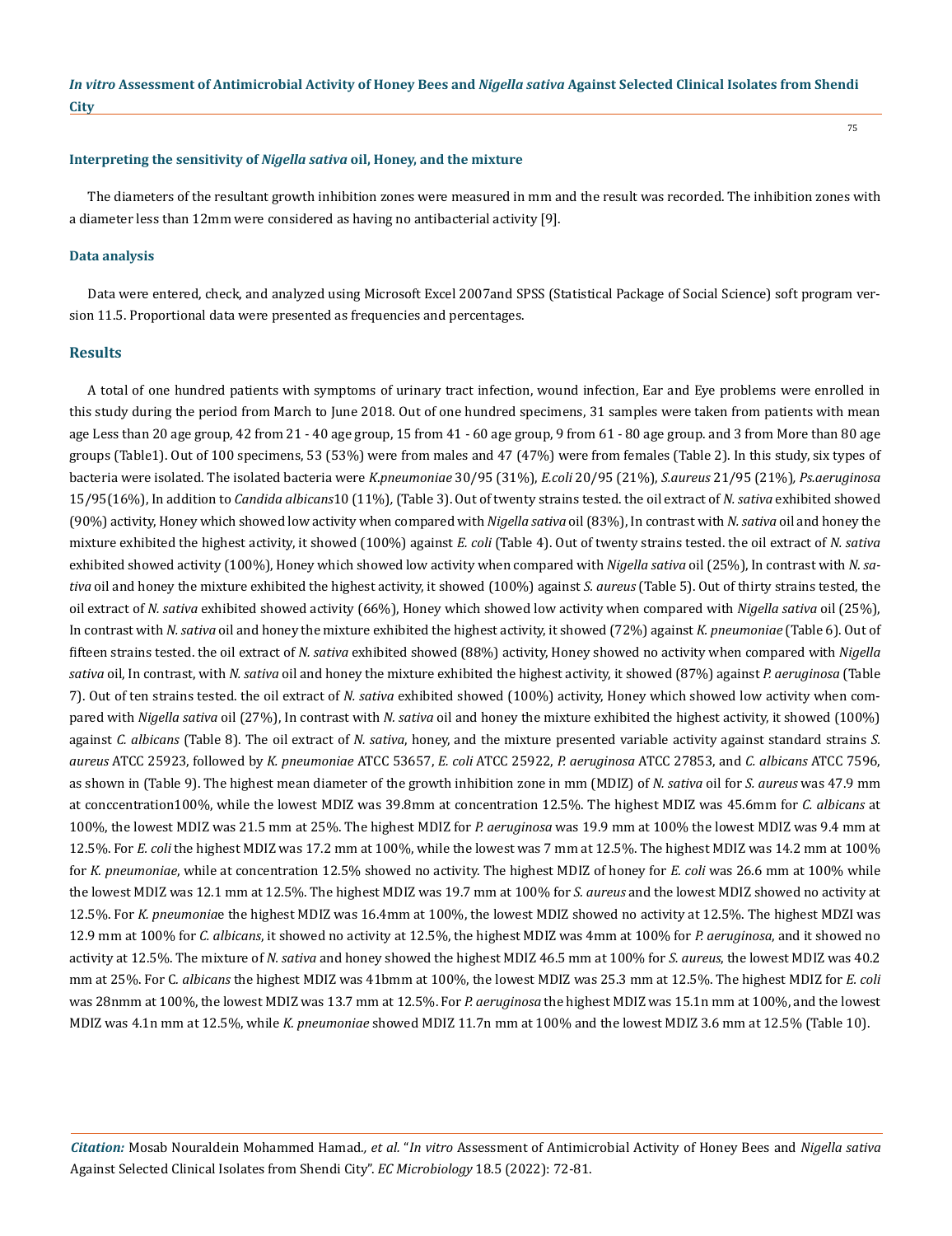#### Interpreting the sensitivity of *Nigella sativa* oil, Honey, and the mixture

The diameters of the resultant growth inhibition zones were measured in mm and the result was recorded. The inhibition zones with a diameter less than 12mm were considered as having no antibacterial activity [9].

#### Data analysis

Data were entered, check, and analyzed using Microsoft Excel 2007and SPSS (Statistical Package of Social Science) soft program version 11.5. Proportional data were presented as frequencies and percentages.

## Results

A total of one hundred patients with symptoms of urinary tract infection, wound infection, Ear and Eye problems were enrolled in this study during the period from March to June 2018. Out of one hundred specimens, 31 samples were taken from patients with mean age Less than 20 age group, 42 from 21 - 40 age group, 15 from 41 - 60 age group, 9 from 61 - 80 age group. and 3 from More than 80 age groups (Table1). Out of 100 specimens, 53 (53%) were from males and 47 (47%) were from females (Table 2). In this study, six types of bacteria were isolated. The isolated bacteria were *K.pneumoniae* 30/95 (31%), *E.coli* 20/95 (21%), *S.aureus* 21/95 (21%), *Ps.aeruginosa* 15/95(16%), In addition to *Candida albicans*10 (11%), (Table 3). Out of twenty strains tested. the oil extract of *N. sativa* exhibited showed (90%) activity, Honey which showed low activity when compared with *Nigella sativa* oil (83%), In contrast with *N. sativa* oil and honey the mixture exhibited the highest activity, it showed (100%) against *E. coli* (Table 4). Out of twenty strains tested. the oil extract of *N. sativa* exhibited showed activity (100%), Honey which showed low activity when compared with *Nigella sativa* oil (25%), In contrast with *N. sativa* oil and honey the mixture exhibited the highest activity, it showed (100%) against *S. aureus* (Table 5). Out of thirty strains tested, the oil extract of *N. sativa* exhibited showed activity (66%), Honey which showed low activity when compared with *Nigella sativa* oil (25%), In contrast with *N. sativa* oil and honey the mixture exhibited the highest activity, it showed (72%) against *K. pneumoniae* (Table 6). Out of fifteen strains tested. the oil extract of *N. sativa* exhibited showed (88%) activity, Honey showed no activity when compared with *Nigella sativa* oil, In contrast, with *N. sativa* oil and honey the mixture exhibited the highest activity, it showed (87%) against *P. aeruginosa* (Table 7). Out of ten strains tested. the oil extract of *N. sativa* exhibited showed (100%) activity, Honey which showed low activity when compared with *Nigella sativa* oil (27%), In contrast with *N. sativa* oil and honey the mixture exhibited the highest activity, it showed (100%) against *C. albicans* (Table 8). The oil extract of *N. sativa*, honey, and the mixture presented variable activity against standard strains *S. aureus* ATCC 25923, followed by *K. pneumoniae* ATCC 53657, *E. coli* ATCC 25922, *P. aeruginosa* ATCC 27853, and *C. albicans* ATCC 7596, as shown in (Table 9). The highest mean diameter of the growth inhibition zone in mm (MDIZ) of *N. sativa* oil for *S. aureus* was 47.9 mm at conccentration100%, while the lowest MDIZ was 39.8mm at concentration 12.5%. The highest MDIZ was 45.6mm for *C. albicans* at 100%, the lowest MDIZ was 21.5 mm at 25%. The highest MDIZ for *P. aeruginosa* was 19.9 mm at 100% the lowest MDIZ was 9.4 mm at 12.5%. For *E. coli* the highest MDIZ was 17.2 mm at 100%, while the lowest was 7 mm at 12.5%. The highest MDIZ was 14.2 mm at 100% for *K. pneumoniae*, while at concentration 12.5% showed no activity. The highest MDIZ of honey for *E. coli* was 26.6 mm at 100% while the lowest MDIZ was 12.1 mm at 12.5%. The highest MDIZ was 19.7 mm at 100% for *S. aureus* and the lowest MDIZ showed no activity at 12.5%. For *K. pneumonia*e the highest MDIZ was 16.4mm at 100%, the lowest MDIZ showed no activity at 12.5%. The highest MDZI was 12.9 mm at 100% for *C. albicans*, it showed no activity at 12.5%, the highest MDIZ was 4mm at 100% for *P. aeruginosa*, and it showed no activity at 12.5%. The mixture of *N. sativa* and honey showed the highest MDIZ 46.5 mm at 100% for *S. aureus*, the lowest MDIZ was 40.2 mm at 25%. For C*. albicans* the highest MDIZ was 41bmm at 100%, the lowest MDIZ was 25.3 mm at 12.5%. The highest MDIZ for *E. coli* was 28nmm at 100%, the lowest MDIZ was 13.7 mm at 12.5%. For *P. aeruginosa* the highest MDIZ was 15.1n mm at 100%, and the lowest MDIZ was 4.1n mm at 12.5%, while *K. pneumoniae* showed MDIZ 11.7n mm at 100% and the lowest MDIZ 3.6 mm at 12.5% (Table 10).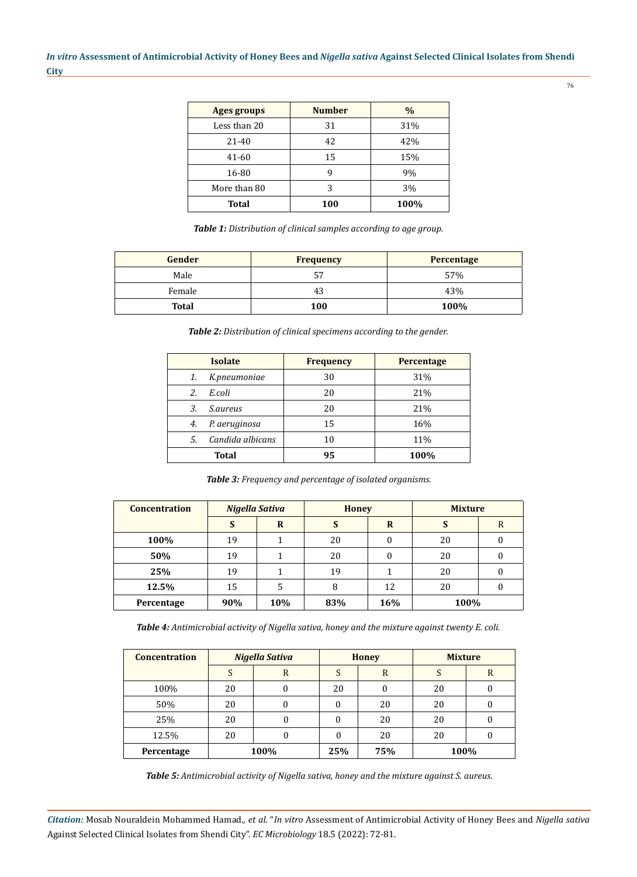| Ages groups | Number | % |
|---|---|---|
| Less than 20 | 31 | 31% |
| 21-40 | 42 | 42% |
| 41-60 | 15 | 15% |
| 16-80 | 9 | 9% |
| More than 80 | 3 | 3% |
| **Total** | **100** | **100%** |

***Table 1:*** *Distribution of clinical samples according to age group.*

| Gender | Frequency | Percentage |
|---|---|---|
| Male | 57 | 57% |
| Female | 43 | 43% |
| **Total** | **100** | **100%** |

***Table 2:*** *Distribution of clinical specimens according to the gender.*

| Isolate | Frequency | Percentage |
|---|---|---|
| 1. *K.pneumoniae* | 30 | 31% |
| 2. *E.coli* | 20 | 21% |
| 3. *S.aureus* | 20 | 21% |
| 4. *P. aeruginosa* | 15 | 16% |
| 5. *Candida albicans* | 10 | 11% |
| **Total** | **95** | **100%** |

***Table 3:*** *Frequency and percentage of isolated organisms.*

| Concentration | *Nigella Sativa* | | Honey | | Mixture | |
|---|---|---|---|---|---|---|
| | **S** | **R** | **S** | **R** | **S** | R |
| **100%** | 19 | 1 | 20 | 0 | 20 | 0 |
| **50%** | 19 | 1 | 20 | 0 | 20 | 0 |
| **25%** | 19 | 1 | 19 | 1 | 20 | 0 |
| **12.5%** | 15 | 5 | 8 | 12 | 20 | 0 |
| **Percentage** | **90%** | **10%** | **83%** | **16%** | **100%** | |

***Table 4:*** *Antimicrobial activity of Nigella sativa, honey and the mixture against twenty E. coli.*

| Concentration | *Nigella Sativa* | | Honey | | Mixture | |
|---|---|---|---|---|---|---|
| | S | R | S | R | S | R |
| 100% | 20 | 0 | 20 | 0 | 20 | 0 |
| 50% | 20 | 0 | 0 | 20 | 20 | 0 |
| 25% | 20 | 0 | 0 | 20 | 20 | 0 |
| 12.5% | 20 | 0 | 0 | 20 | 20 | 0 |
| **Percentage** | **100%** | | **25%** | **75%** | **100%** | |

***Table 5:*** *Antimicrobial activity of Nigella sativa, honey and the mixture against S. aureus.*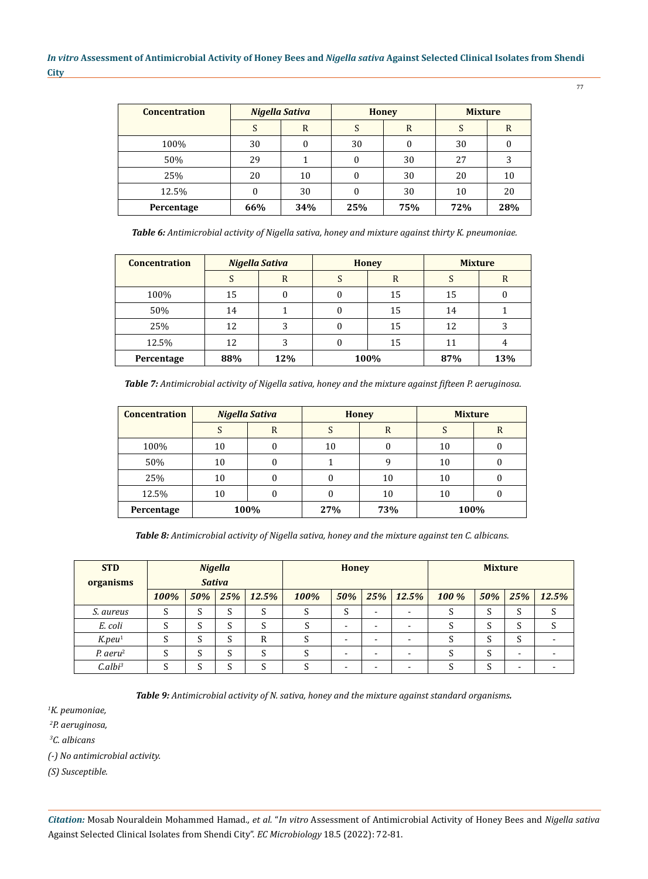| Concentration | *Nigella Sativa* | | Honey | | Mixture | |
|---|---|---|---|---|---|---|
| | S | R | S | R | S | R |
| 100% | 30 | 0 | 30 | 0 | 30 | 0 |
| 50% | 29 | 1 | 0 | 30 | 27 | 3 |
| 25% | 20 | 10 | 0 | 30 | 20 | 10 |
| 12.5% | 0 | 30 | 0 | 30 | 10 | 20 |
| **Percentage** | **66%** | **34%** | **25%** | **75%** | **72%** | **28%** |

***Table 6:*** *Antimicrobial activity of Nigella sativa, honey and mixture against thirty K. pneumoniae.*

| Concentration | *Nigella Sativa* | | Honey | | Mixture | |
|---|---|---|---|---|---|---|
| | S | R | S | R | S | R |
| 100% | 15 | 0 | 0 | 15 | 15 | 0 |
| 50% | 14 | 1 | 0 | 15 | 14 | 1 |
| 25% | 12 | 3 | 0 | 15 | 12 | 3 |
| 12.5% | 12 | 3 | 0 | 15 | 11 | 4 |
| **Percentage** | **88%** | **12%** | **100%** | | **87%** | **13%** |

***Table 7:*** *Antimicrobial activity of Nigella sativa, honey and the mixture against fifteen P. aeruginosa.*

| Concentration | *Nigella Sativa* | | Honey | | Mixture | |
|---|---|---|---|---|---|---|
| | S | R | S | R | S | R |
| 100% | 10 | 0 | 10 | 0 | 10 | 0 |
| 50% | 10 | 0 | 1 | 9 | 10 | 0 |
| 25% | 10 | 0 | 0 | 10 | 10 | 0 |
| 12.5% | 10 | 0 | 0 | 10 | 10 | 0 |
| **Percentage** | **100%** | | **27%** | **73%** | **100%** | |

***Table 8:*** *Antimicrobial activity of Nigella sativa, honey and the mixture against ten C. albicans.*

| STD organisms | *Nigella Sativa* | | | | Honey | | | | Mixture | | | |
|---|---|---|---|---|---|---|---|---|---|---|---|---|
| | *100%* | *50%* | *25%* | *12.5%* | *100%* | *50%* | *25%* | *12.5%* | *100 %* | *50%* | *25%* | *12.5%* |
| *S. aureus* | S | S | S | S | S | S | - | - | S | S | S | S |
| *E. coli* | S | S | S | S | S | - | - | - | S | S | S | S |
| *K.peu*[1] | S | S | S | R | S | - | - | - | S | S | S | - |
| *P. aeru*[2] | S | S | S | S | S | - | - | - | S | S | - | - |
| *C.albi*[3] | S | S | S | S | S | - | - | - | S | S | - | - |

***Table 9:*** *Antimicrobial activity of N. sativa, honey and the mixture against standard organisms.*

[1]*K. peumoniae,*

[2]*P. aeruginosa,*

[3]*C. albicans*

*(-) No antimicrobial activity.*

*(S) Susceptible.*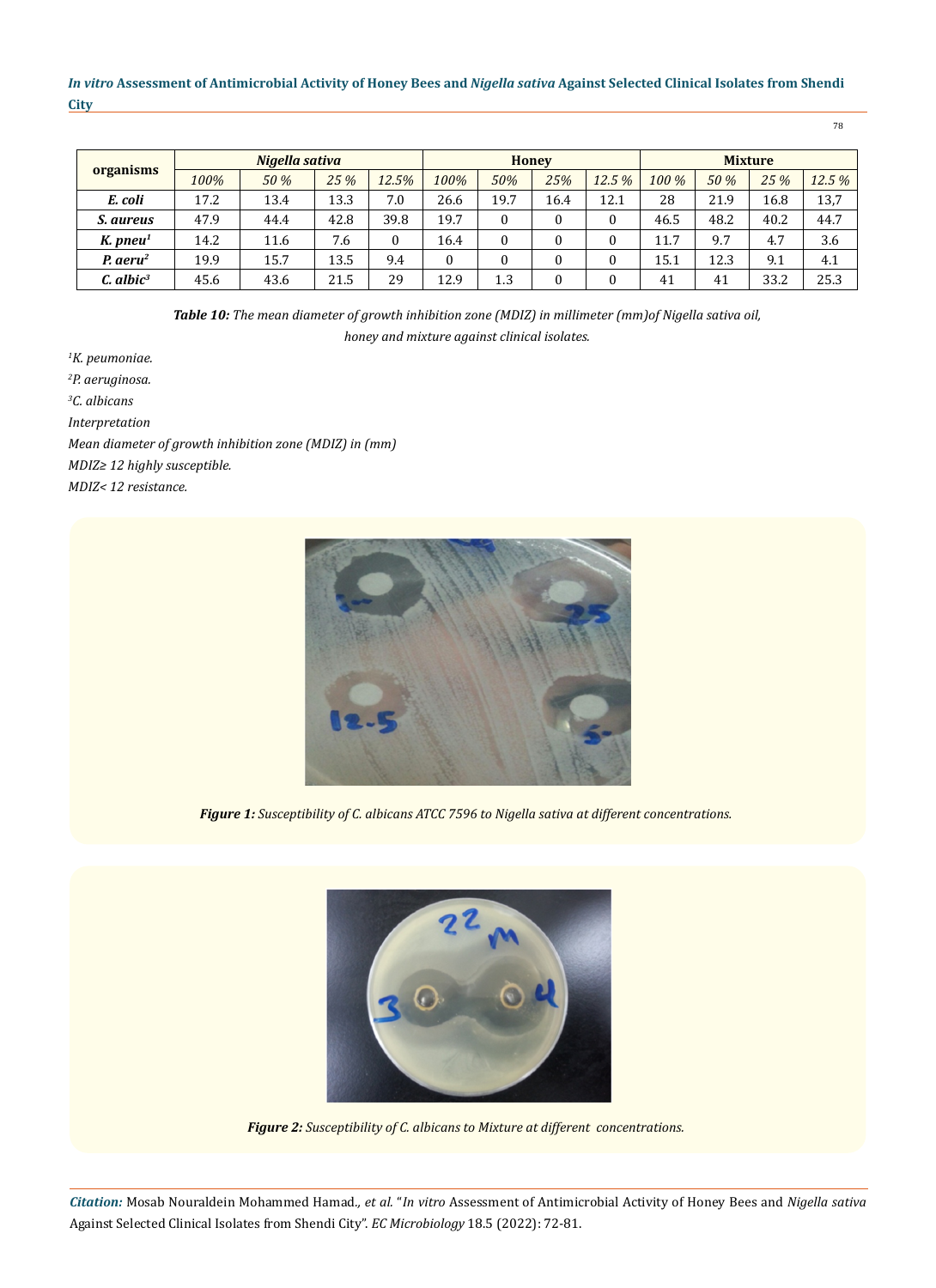| organisms | *Nigella sativa* | | | | Honey | | | | Mixture | | | |
|---|---|---|---|---|---|---|---|---|---|---|---|---|
| | *100%* | *50 %* | *25 %* | *12.5%* | *100%* | *50%* | *25%* | *12.5 %* | *100 %* | *50 %* | *25 %* | *12.5 %* |
| ***E. coli*** | 17.2 | 13.4 | 13.3 | 7.0 | 26.6 | 19.7 | 16.4 | 12.1 | 28 | 21.9 | 16.8 | 13,7 |
| ***S. aureus*** | 47.9 | 44.4 | 42.8 | 39.8 | 19.7 | 0 | 0 | 0 | 46.5 | 48.2 | 40.2 | 44.7 |
| ***K. pneu*[1]** | 14.2 | 11.6 | 7.6 | 0 | 16.4 | 0 | 0 | 0 | 11.7 | 9.7 | 4.7 | 3.6 |
| ***P. aeru*[2]** | 19.9 | 15.7 | 13.5 | 9.4 | 0 | 0 | 0 | 0 | 15.1 | 12.3 | 9.1 | 4.1 |
| ***C. albic*[3]** | 45.6 | 43.6 | 21.5 | 29 | 12.9 | 1.3 | 0 | 0 | 41 | 41 | 33.2 | 25.3 |

***Table 10:*** *The mean diameter of growth inhibition zone (MDIZ) in millimeter (mm)of Nigella sativa oil, honey and mixture against clinical isolates.*

*[1]K. peumoniae.*

*[2]P. aeruginosa.*

*[3]C. albicans*

*Interpretation*

*Mean diameter of growth inhibition zone (MDIZ) in (mm)*

*MDIZ≥ 12 highly susceptible.*

*MDIZ< 12 resistance.*

***Figure 1:*** *Susceptibility of C. albicans ATCC 7596 to Nigella sativa at different concentrations.*

***Figure 2:*** *Susceptibility of C. albicans to Mixture at different concentrations.*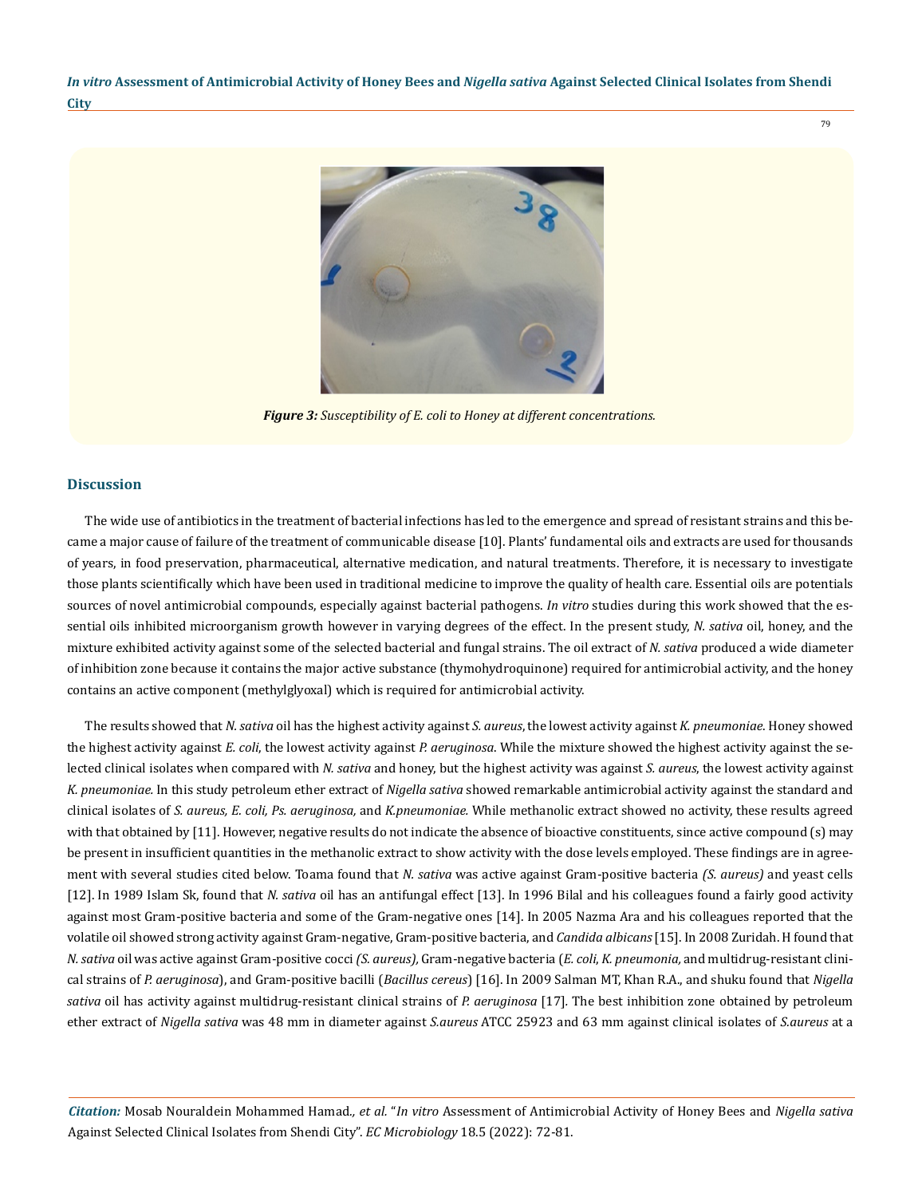*Figure 3: Susceptibility of E. coli to Honey at different concentrations.*

## Discussion

The wide use of antibiotics in the treatment of bacterial infections has led to the emergence and spread of resistant strains and this became a major cause of failure of the treatment of communicable disease [10]. Plants' fundamental oils and extracts are used for thousands of years, in food preservation, pharmaceutical, alternative medication, and natural treatments. Therefore, it is necessary to investigate those plants scientifically which have been used in traditional medicine to improve the quality of health care. Essential oils are potentials sources of novel antimicrobial compounds, especially against bacterial pathogens. *In vitro* studies during this work showed that the essential oils inhibited microorganism growth however in varying degrees of the effect. In the present study, *N. sativa* oil, honey, and the mixture exhibited activity against some of the selected bacterial and fungal strains. The oil extract of *N. sativa* produced a wide diameter of inhibition zone because it contains the major active substance (thymohydroquinone) required for antimicrobial activity, and the honey contains an active component (methylglyoxal) which is required for antimicrobial activity.

The results showed that *N. sativa* oil has the highest activity against *S. aureus*, the lowest activity against *K. pneumoniae*. Honey showed the highest activity against *E. coli*, the lowest activity against *P. aeruginosa*. While the mixture showed the highest activity against the selected clinical isolates when compared with *N. sativa* and honey, but the highest activity was against *S. aureus*, the lowest activity against *K. pneumoniae.* In this study petroleum ether extract of *Nigella sativa* showed remarkable antimicrobial activity against the standard and clinical isolates of *S. aureus, E. coli, Ps. aeruginosa,* and *K.pneumoniae.* While methanolic extract showed no activity, these results agreed with that obtained by [11]. However, negative results do not indicate the absence of bioactive constituents, since active compound (s) may be present in insufficient quantities in the methanolic extract to show activity with the dose levels employed. These findings are in agreement with several studies cited below. Toama found that *N. sativa* was active against Gram-positive bacteria *(S. aureus)* and yeast cells [12]. In 1989 Islam Sk, found that *N. sativa* oil has an antifungal effect [13]. In 1996 Bilal and his colleagues found a fairly good activity against most Gram-positive bacteria and some of the Gram-negative ones [14]. In 2005 Nazma Ara and his colleagues reported that the volatile oil showed strong activity against Gram-negative, Gram-positive bacteria, and *Candida albicans* [15]. In 2008 Zuridah. H found that *N. sativa* oil was active against Gram-positive cocci *(S. aureus),* Gram-negative bacteria (*E. coli*, *K. pneumonia,* and multidrug-resistant clinical strains of *P. aeruginosa*), and Gram-positive bacilli (*Bacillus cereus*) [16]. In 2009 Salman MT, Khan R.A., and shuku found that *Nigella sativa* oil has activity against multidrug-resistant clinical strains of *P. aeruginosa* [17]. The best inhibition zone obtained by petroleum ether extract of *Nigella sativa* was 48 mm in diameter against *S.aureus* ATCC 25923 and 63 mm against clinical isolates of *S.aureus* at a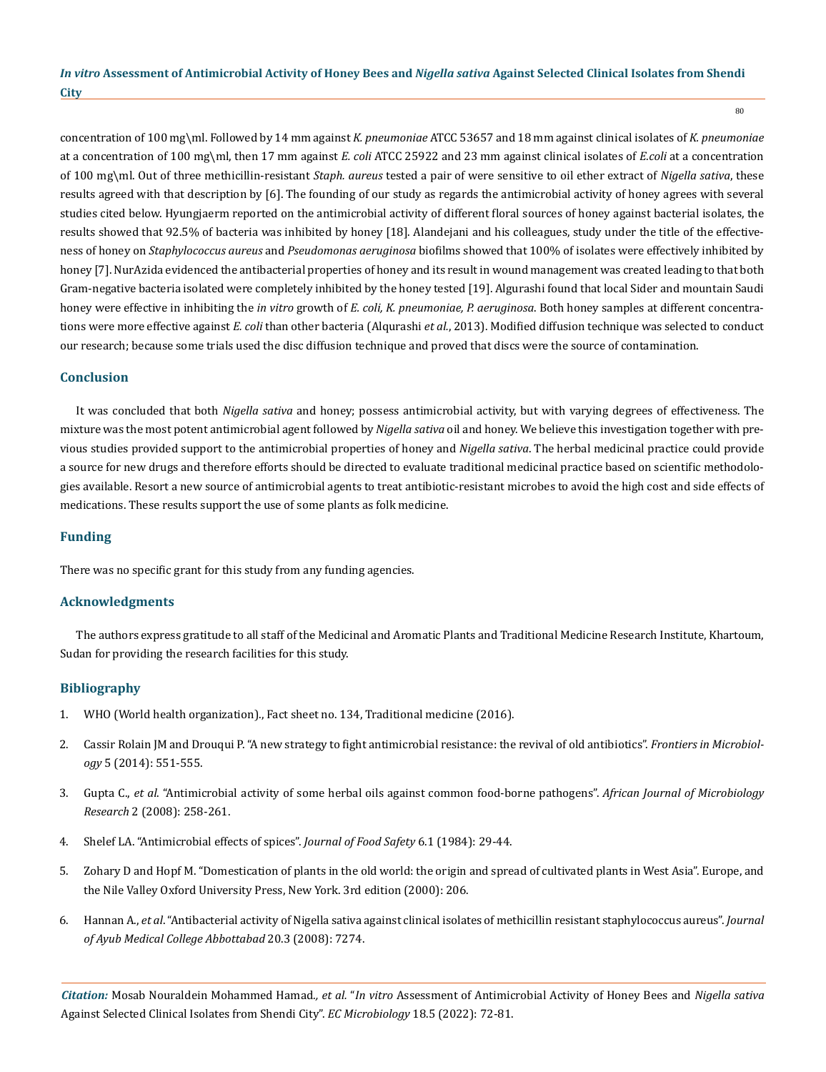concentration of 100 mg\ml. Followed by 14 mm against *K. pneumoniae* ATCC 53657 and 18 mm against clinical isolates of *K. pneumoniae* at a concentration of 100 mg\ml, then 17 mm against *E. coli* ATCC 25922 and 23 mm against clinical isolates of *E.coli* at a concentration of 100 mg\ml. Out of three methicillin-resistant *Staph. aureus* tested a pair of were sensitive to oil ether extract of *Nigella sativa*, these results agreed with that description by [6]. The founding of our study as regards the antimicrobial activity of honey agrees with several studies cited below. Hyungjaerm reported on the antimicrobial activity of different floral sources of honey against bacterial isolates, the results showed that 92.5% of bacteria was inhibited by honey [18]. Alandejani and his colleagues, study under the title of the effectiveness of honey on *Staphylococcus aureus* and *Pseudomonas aeruginosa* biofilms showed that 100% of isolates were effectively inhibited by honey [7]. NurAzida evidenced the antibacterial properties of honey and its result in wound management was created leading to that both Gram-negative bacteria isolated were completely inhibited by the honey tested [19]. Algurashi found that local Sider and mountain Saudi honey were effective in inhibiting the *in vitro* growth of *E. coli, K. pneumoniae, P. aeruginosa*. Both honey samples at different concentrations were more effective against *E. coli* than other bacteria (Alqurashi *et al.*, 2013). Modified diffusion technique was selected to conduct our research; because some trials used the disc diffusion technique and proved that discs were the source of contamination.

## Conclusion

It was concluded that both *Nigella sativa* and honey; possess antimicrobial activity, but with varying degrees of effectiveness. The mixture was the most potent antimicrobial agent followed by *Nigella sativa* oil and honey. We believe this investigation together with previous studies provided support to the antimicrobial properties of honey and *Nigella sativa*. The herbal medicinal practice could provide a source for new drugs and therefore efforts should be directed to evaluate traditional medicinal practice based on scientific methodologies available. Resort a new source of antimicrobial agents to treat antibiotic-resistant microbes to avoid the high cost and side effects of medications. These results support the use of some plants as folk medicine.

## Funding

There was no specific grant for this study from any funding agencies.

## Acknowledgments

The authors express gratitude to all staff of the Medicinal and Aromatic Plants and Traditional Medicine Research Institute, Khartoum, Sudan for providing the research facilities for this study.

## Bibliography

1. WHO (World health organization)., Fact sheet no. 134, Traditional medicine (2016).
2. Cassir Rolain JM and Drouqui P. "A new strategy to fight antimicrobial resistance: the revival of old antibiotics". *Frontiers in Microbiology* 5 (2014): 551-555.
3. Gupta C., *et al*. "Antimicrobial activity of some herbal oils against common food-borne pathogens". *African Journal of Microbiology Research* 2 (2008): 258-261.
4. Shelef LA. "Antimicrobial effects of spices". *Journal of Food Safety* 6.1 (1984): 29-44.
5. Zohary D and Hopf M. "Domestication of plants in the old world: the origin and spread of cultivated plants in West Asia". Europe, and the Nile Valley Oxford University Press, New York. 3rd edition (2000): 206.
6. Hannan A., *et al*. "Antibacterial activity of Nigella sativa against clinical isolates of methicillin resistant staphylococcus aureus". *Journal of Ayub Medical College Abbottabad* 20.3 (2008): 7274.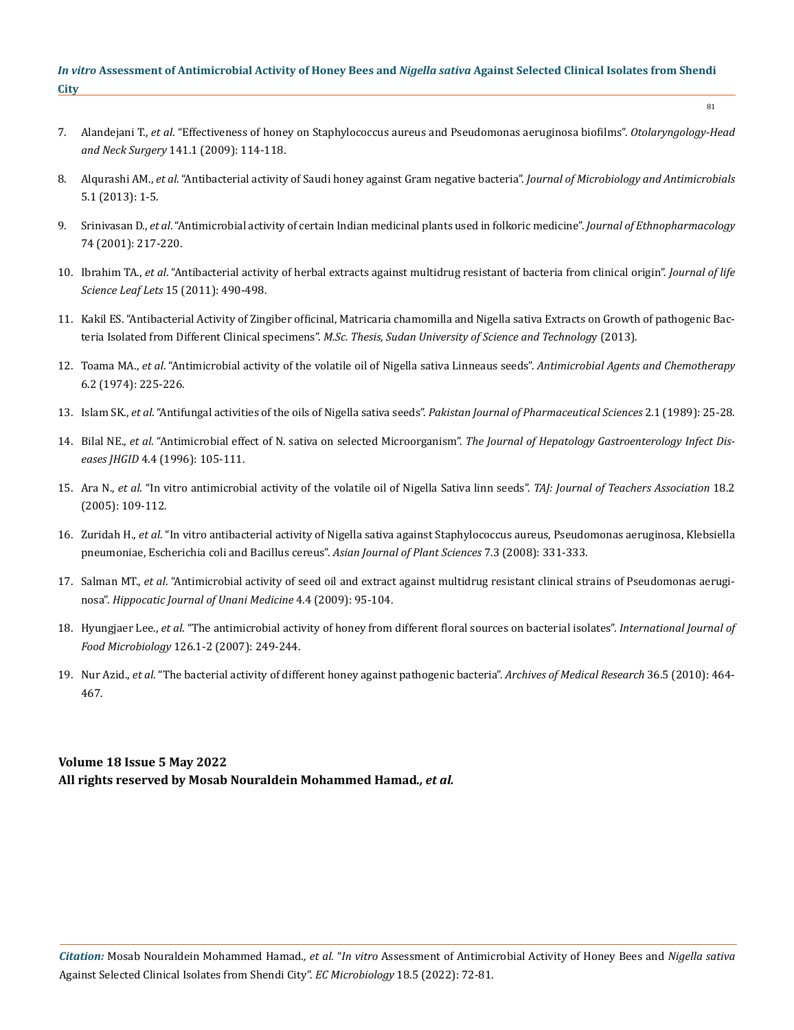7. Alandejani T., *et al*. "Effectiveness of honey on Staphylococcus aureus and Pseudomonas aeruginosa biofilms". *Otolaryngology-Head and Neck Surgery* 141.1 (2009): 114-118.

8. Alqurashi AM., *et al*. "Antibacterial activity of Saudi honey against Gram negative bacteria". *Journal of Microbiology and Antimicrobials* 5.1 (2013): 1-5.

9. Srinivasan D., *et al*. "Antimicrobial activity of certain Indian medicinal plants used in folkoric medicine". *Journal of Ethnopharmacology* 74 (2001): 217-220.

10. Ibrahim TA., *et al*. "Antibacterial activity of herbal extracts against multidrug resistant of bacteria from clinical origin". *Journal of life Science Leaf Lets* 15 (2011): 490-498.

11. Kakil ES. "Antibacterial Activity of Zingiber officinal, Matricaria chamomilla and Nigella sativa Extracts on Growth of pathogenic Bacteria Isolated from Different Clinical specimens". *M.Sc. Thesis, Sudan University of Science and Technology* (2013).

12. Toama MA., *et al*. "Antimicrobial activity of the volatile oil of Nigella sativa Linneaus seeds". *Antimicrobial Agents and Chemotherapy* 6.2 (1974): 225-226.

13. Islam SK., *et al*. "Antifungal activities of the oils of Nigella sativa seeds". *Pakistan Journal of Pharmaceutical Sciences* 2.1 (1989): 25-28.

14. Bilal NE., *et al*. "Antimicrobial effect of N. sativa on selected Microorganism". *The Journal of Hepatology Gastroenterology Infect Diseases JHGID* 4.4 (1996): 105-111.

15. Ara N., *et al*. "In vitro antimicrobial activity of the volatile oil of Nigella Sativa linn seeds". *TAJ: Journal of Teachers Association* 18.2 (2005): 109-112.

16. Zuridah H., *et al*. "In vitro antibacterial activity of Nigella sativa against Staphylococcus aureus, Pseudomonas aeruginosa, Klebsiella pneumoniae, Escherichia coli and Bacillus cereus". *Asian Journal of Plant Sciences* 7.3 (2008): 331-333.

17. Salman MT., *et al*. "Antimicrobial activity of seed oil and extract against multidrug resistant clinical strains of Pseudomonas aeruginosa". *Hippocatic Journal of Unani Medicine* 4.4 (2009): 95-104.

18. Hyungjaer Lee., *et al*. "The antimicrobial activity of honey from different floral sources on bacterial isolates". *International Journal of Food Microbiology* 126.1-2 (2007): 249-244.

19. Nur Azid., *et al*. "The bacterial activity of different honey against pathogenic bacteria". *Archives of Medical Research* 36.5 (2010): 464-467.

**Volume 18 Issue 5 May 2022**
**All rights reserved by Mosab Nouraldein Mohammed Hamad*., et al.***